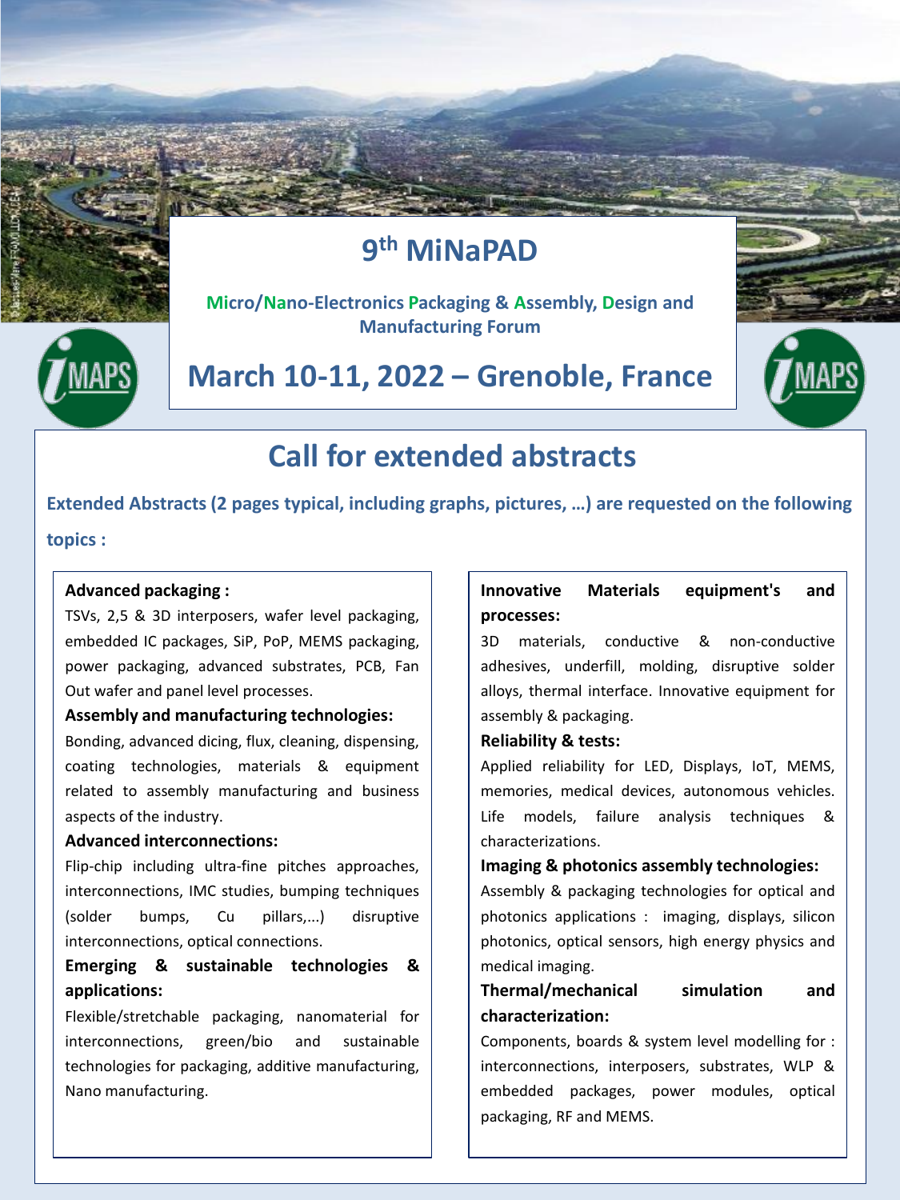# 9th MiNaPAD

**Micro/Nano-Electronics Packaging & Assembly, Design and Manufacturing Forum**

## March 10-11, 2022 – Grenoble, France

## Call for extended abstracts

**Extended Abstracts (2 pages typical, including graphs, pictures, …) are requested on the following topics :**

**Advanced packaging :**
TSVs, 2,5 & 3D interposers, wafer level packaging, embedded IC packages, SiP, PoP, MEMS packaging, power packaging, advanced substrates, PCB, Fan Out wafer and panel level processes.

**Assembly and manufacturing technologies:**
Bonding, advanced dicing, flux, cleaning, dispensing, coating technologies, materials & equipment related to assembly manufacturing and business aspects of the industry.

**Advanced interconnections:**
Flip-chip including ultra-fine pitches approaches, interconnections, IMC studies, bumping techniques (solder bumps, Cu pillars,...) disruptive interconnections, optical connections.

**Emerging & sustainable technologies & applications:**
Flexible/stretchable packaging, nanomaterial for interconnections, green/bio and sustainable technologies for packaging, additive manufacturing, Nano manufacturing.

**Innovative Materials equipment's and processes:**
3D materials, conductive & non-conductive adhesives, underfill, molding, disruptive solder alloys, thermal interface. Innovative equipment for assembly & packaging.

**Reliability & tests:**
Applied reliability for LED, Displays, IoT, MEMS, memories, medical devices, autonomous vehicles. Life models, failure analysis techniques & characterizations.

**Imaging & photonics assembly technologies:**
Assembly & packaging technologies for optical and photonics applications : imaging, displays, silicon photonics, optical sensors, high energy physics and medical imaging.

**Thermal/mechanical simulation and characterization:**
Components, boards & system level modelling for : interconnections, interposers, substrates, WLP & embedded packages, power modules, optical packaging, RF and MEMS.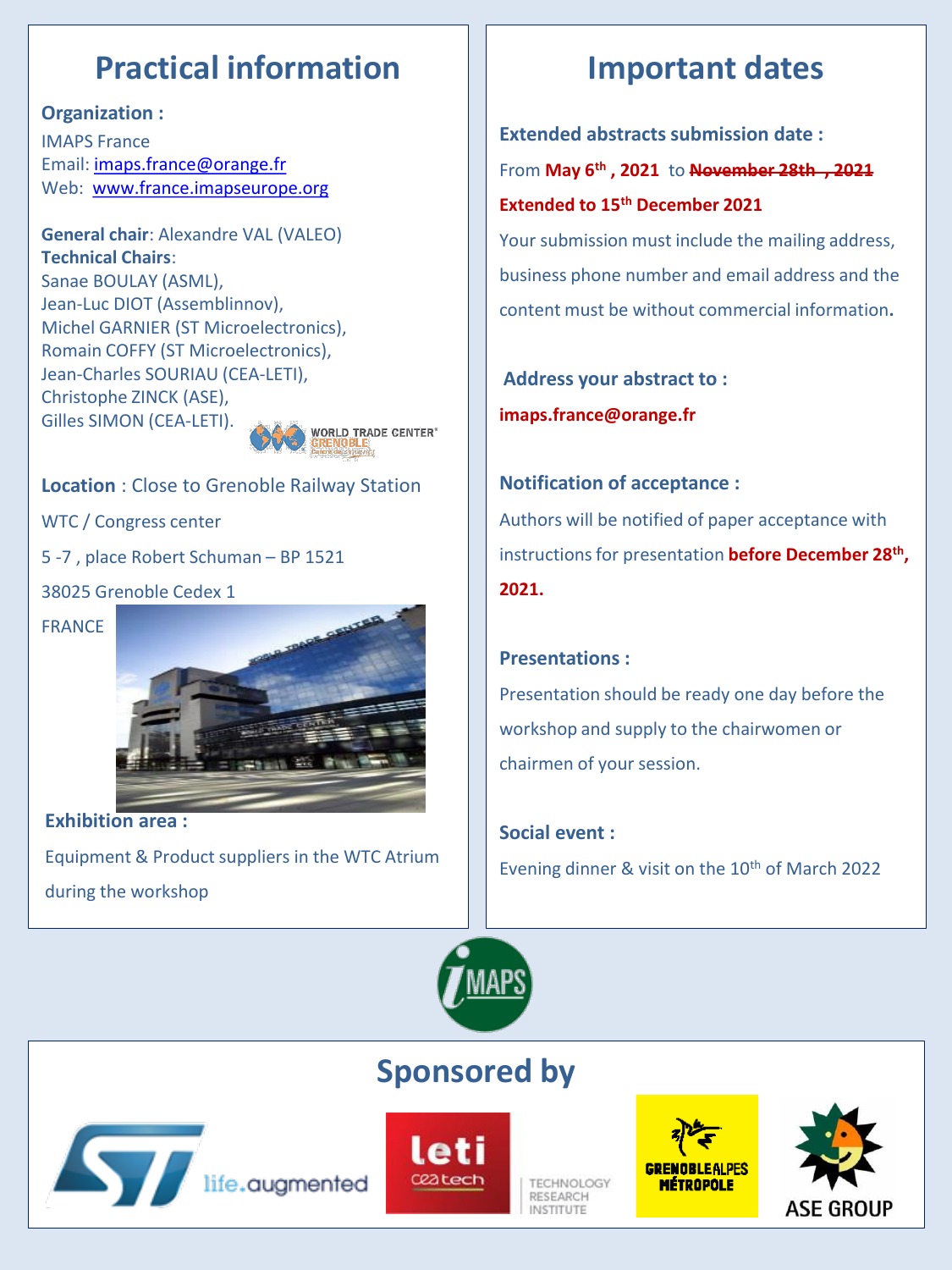## Practical information

**Organization :**

IMAPS France
Email: imaps.france@orange.fr
Web: www.france.imapseurope.org

**General chair**: Alexandre VAL (VALEO)
**Technical Chairs**:
Sanae BOULAY (ASML),
Jean-Luc DIOT (Assemblinnov),
Michel GARNIER (ST Microelectronics),
Romain COFFY (ST Microelectronics),
Jean-Charles SOURIAU (CEA-LETI),
Christophe ZINCK (ASE),
Gilles SIMON (CEA-LETI).

**Location** : Close to Grenoble Railway Station

WTC / Congress center

5 -7 , place Robert Schuman – BP 1521

38025 Grenoble Cedex 1

FRANCE

**Exhibition area :**

Equipment & Product suppliers in the WTC Atrium during the workshop

## Important dates

**Extended abstracts submission date :**

From **May 6th , 2021** to ~~November 28th , 2021~~

**Extended to 15th December 2021**

Your submission must include the mailing address, business phone number and email address and the content must be without commercial information**.**

**Address your abstract to :**

**imaps.france@orange.fr**

**Notification of acceptance :**

Authors will be notified of paper acceptance with instructions for presentation **before December 28th, 2021.**

**Presentations :**

Presentation should be ready one day before the workshop and supply to the chairwomen or chairmen of your session.

**Social event :**

Evening dinner & visit on the 10th of March 2022

## Sponsored by

life.augmented

TECHNOLOGY RESEARCH INSTITUTE

GRENOBLEALPES MÉTROPOLE

ASE GROUP